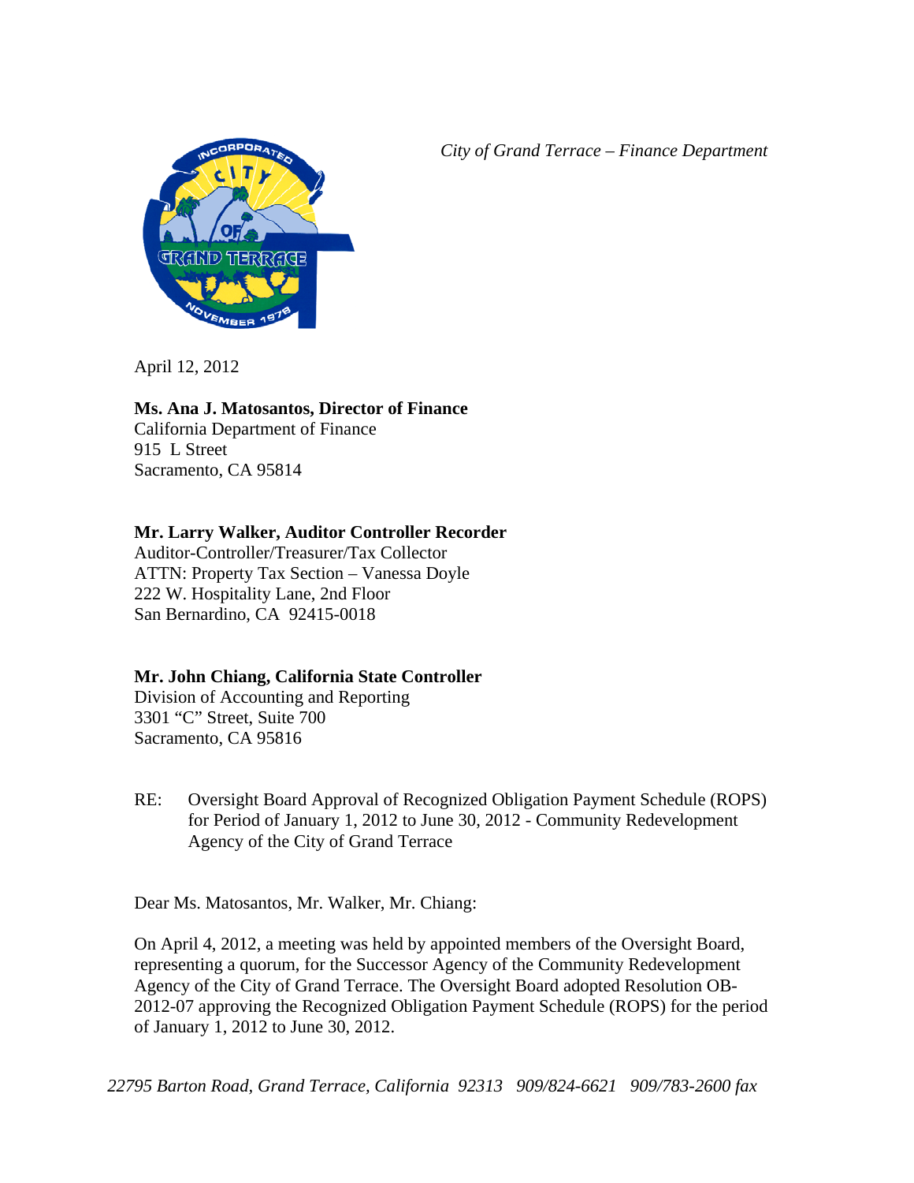*City of Grand Terrace – Finance Department*

April 12, 2012

**Ms. Ana J. Matosantos, Director of Finance**
California Department of Finance
915 L Street
Sacramento, CA 95814

**Mr. Larry Walker, Auditor Controller Recorder**
Auditor-Controller/Treasurer/Tax Collector
ATTN: Property Tax Section – Vanessa Doyle
222 W. Hospitality Lane, 2nd Floor
San Bernardino, CA 92415-0018

**Mr. John Chiang, California State Controller**
Division of Accounting and Reporting
3301 "C" Street, Suite 700
Sacramento, CA 95816

RE: Oversight Board Approval of Recognized Obligation Payment Schedule (ROPS) for Period of January 1, 2012 to June 30, 2012 - Community Redevelopment Agency of the City of Grand Terrace

Dear Ms. Matosantos, Mr. Walker, Mr. Chiang:

On April 4, 2012, a meeting was held by appointed members of the Oversight Board, representing a quorum, for the Successor Agency of the Community Redevelopment Agency of the City of Grand Terrace. The Oversight Board adopted Resolution OB-2012-07 approving the Recognized Obligation Payment Schedule (ROPS) for the period of January 1, 2012 to June 30, 2012.

*22795 Barton Road, Grand Terrace, California 92313 909/824-6621 909/783-2600 fax*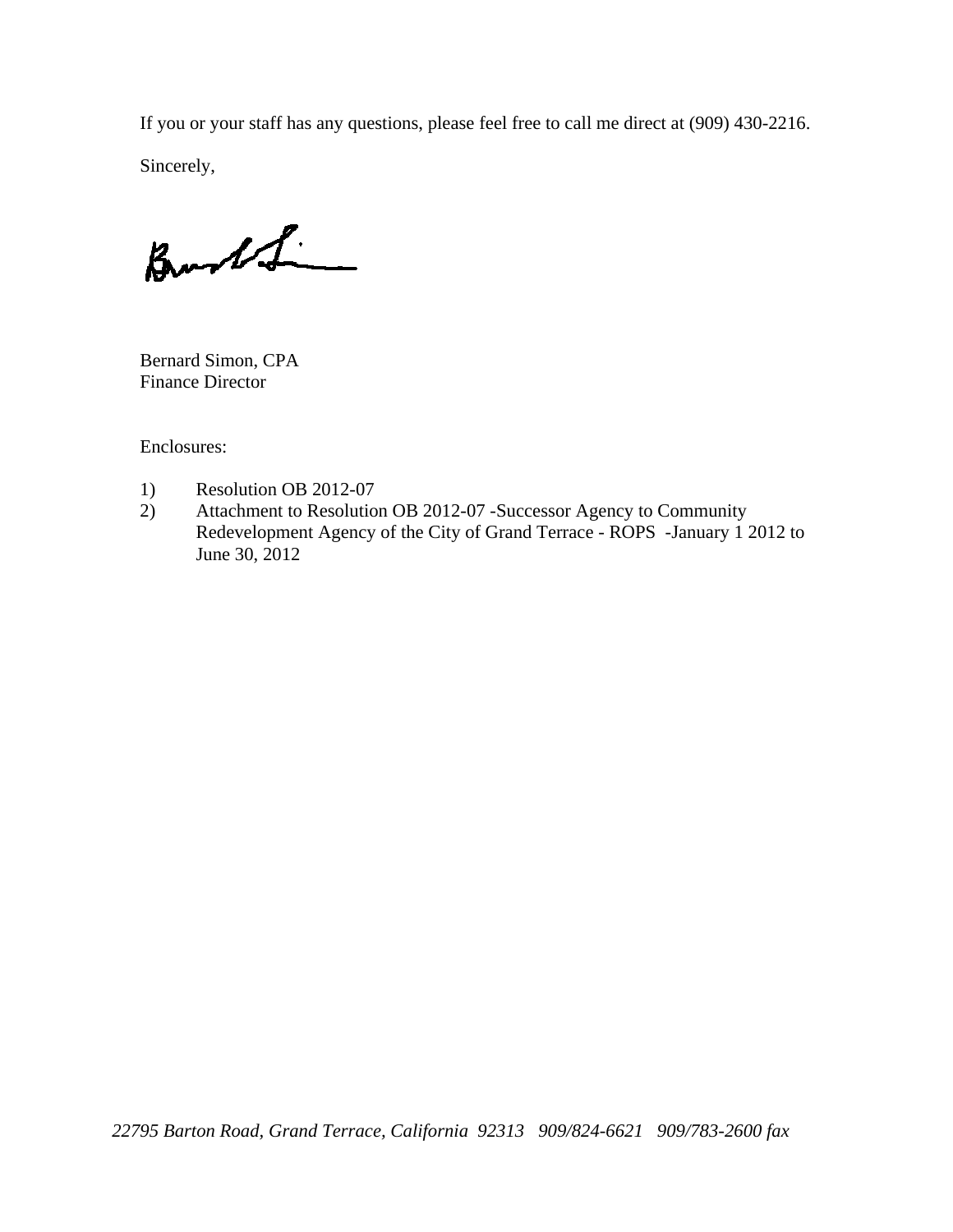If you or your staff has any questions, please feel free to call me direct at (909) 430-2216.

Sincerely,

Bernard Simon, CPA
Finance Director

Enclosures:

1) Resolution OB 2012-07
2) Attachment to Resolution OB 2012-07 -Successor Agency to Community Redevelopment Agency of the City of Grand Terrace - ROPS -January 1 2012 to June 30, 2012

*22795 Barton Road, Grand Terrace, California 92313 909/824-6621 909/783-2600 fax*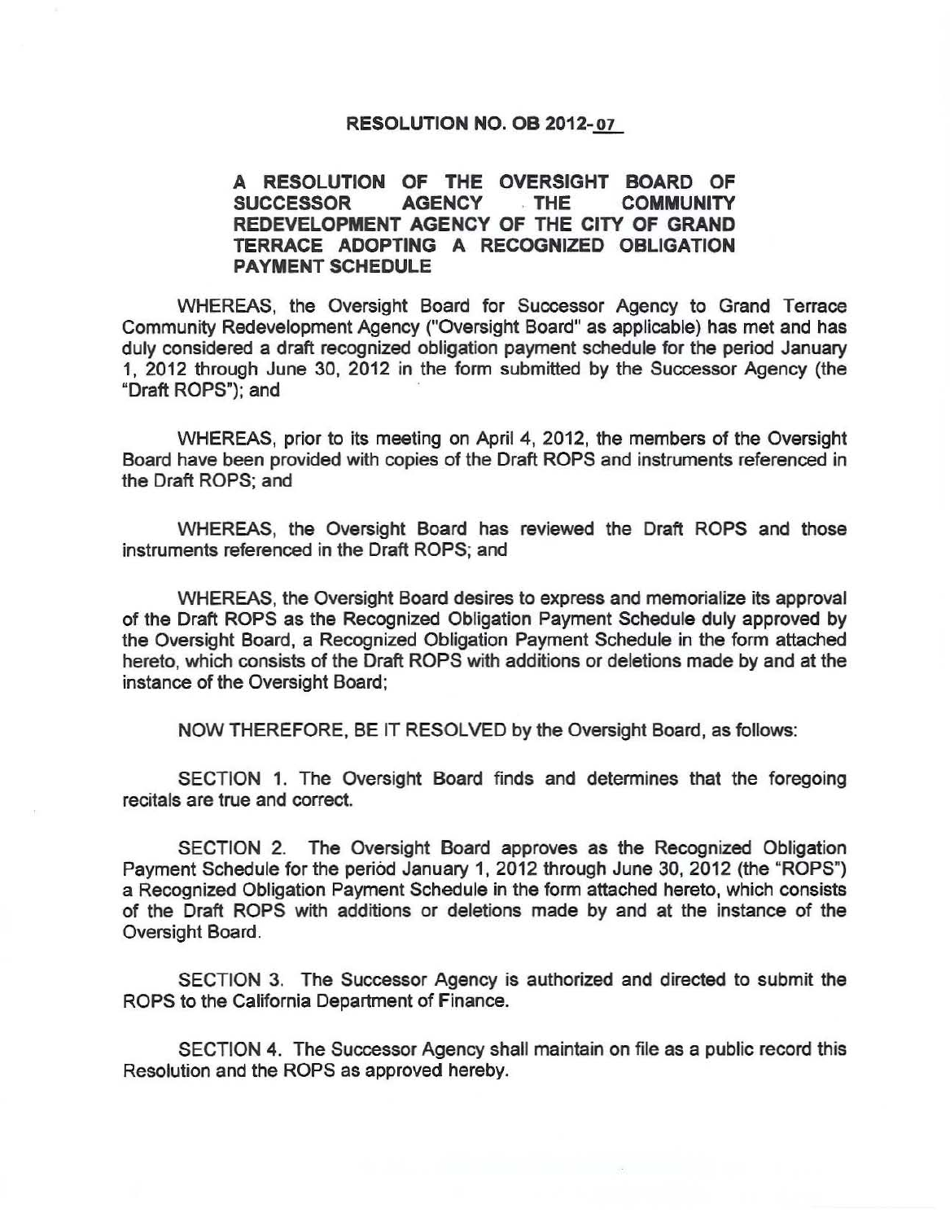**RESOLUTION NO. OB 2012-07**

**A RESOLUTION OF THE OVERSIGHT BOARD OF SUCCESSOR AGENCY THE COMMUNITY REDEVELOPMENT AGENCY OF THE CITY OF GRAND TERRACE ADOPTING A RECOGNIZED OBLIGATION PAYMENT SCHEDULE**

WHEREAS, the Oversight Board for Successor Agency to Grand Terrace Community Redevelopment Agency ("Oversight Board" as applicable) has met and has duly considered a draft recognized obligation payment schedule for the period January 1, 2012 through June 30, 2012 in the form submitted by the Successor Agency (the "Draft ROPS"); and

WHEREAS, prior to its meeting on April 4, 2012, the members of the Oversight Board have been provided with copies of the Draft ROPS and instruments referenced in the Draft ROPS; and

WHEREAS, the Oversight Board has reviewed the Draft ROPS and those instruments referenced in the Draft ROPS; and

WHEREAS, the Oversight Board desires to express and memorialize its approval of the Draft ROPS as the Recognized Obligation Payment Schedule duly approved by the Oversight Board, a Recognized Obligation Payment Schedule in the form attached hereto, which consists of the Draft ROPS with additions or deletions made by and at the instance of the Oversight Board;

NOW THEREFORE, BE IT RESOLVED by the Oversight Board, as follows:

SECTION 1. The Oversight Board finds and determines that the foregoing recitals are true and correct.

SECTION 2. The Oversight Board approves as the Recognized Obligation Payment Schedule for the period January 1, 2012 through June 30, 2012 (the "ROPS") a Recognized Obligation Payment Schedule in the form attached hereto, which consists of the Draft ROPS with additions or deletions made by and at the instance of the Oversight Board.

SECTION 3. The Successor Agency is authorized and directed to submit the ROPS to the California Department of Finance.

SECTION 4. The Successor Agency shall maintain on file as a public record this Resolution and the ROPS as approved hereby.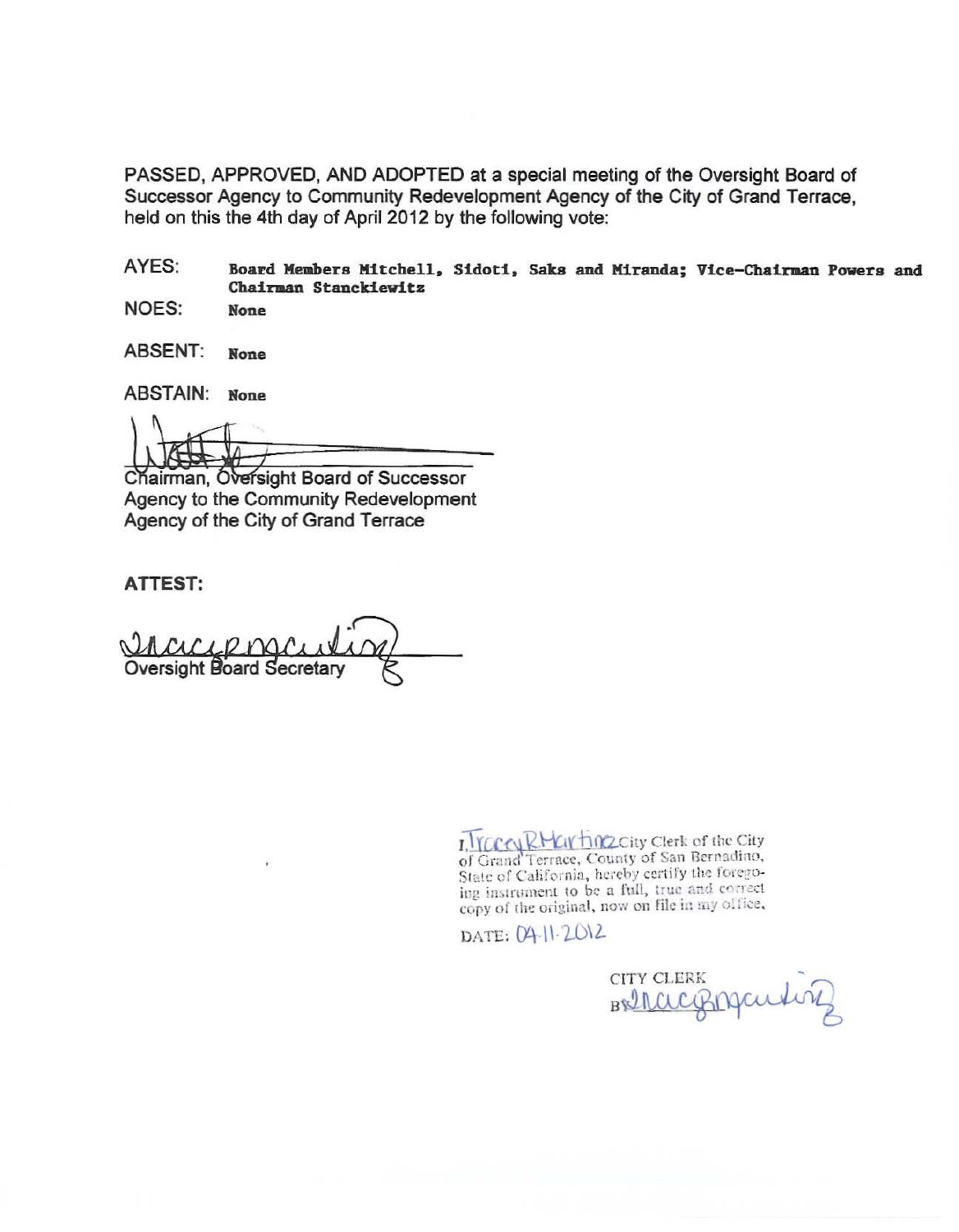PASSED, APPROVED, AND ADOPTED at a special meeting of the Oversight Board of Successor Agency to Community Redevelopment Agency of the City of Grand Terrace, held on this the 4th day of April 2012 by the following vote:

AYES: **Board Members Mitchell, Sidoti, Saks and Miranda; Vice-Chairman Powers and Chairman Stanckiewitz**

NOES: **None**

ABSENT: **None**

ABSTAIN: **None**

Chairman, Oversight Board of Successor Agency to the Community Redevelopment Agency of the City of Grand Terrace

**ATTEST:**

Oversight Board Secretary

I, Tracey R Martinez City Clerk of the City of Grand Terrace, County of San Bernadino, State of California, hereby certify the foregoing instrument to be a full, true and correct copy of the original, now on file in my office.

DATE: 04-11-2012

CITY CLERK

BY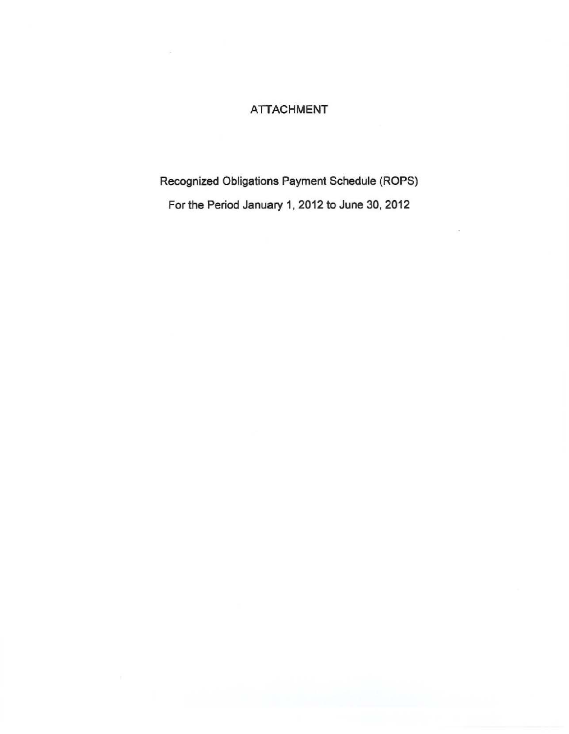# ATTACHMENT

Recognized Obligations Payment Schedule (ROPS)

For the Period January 1, 2012 to June 30, 2012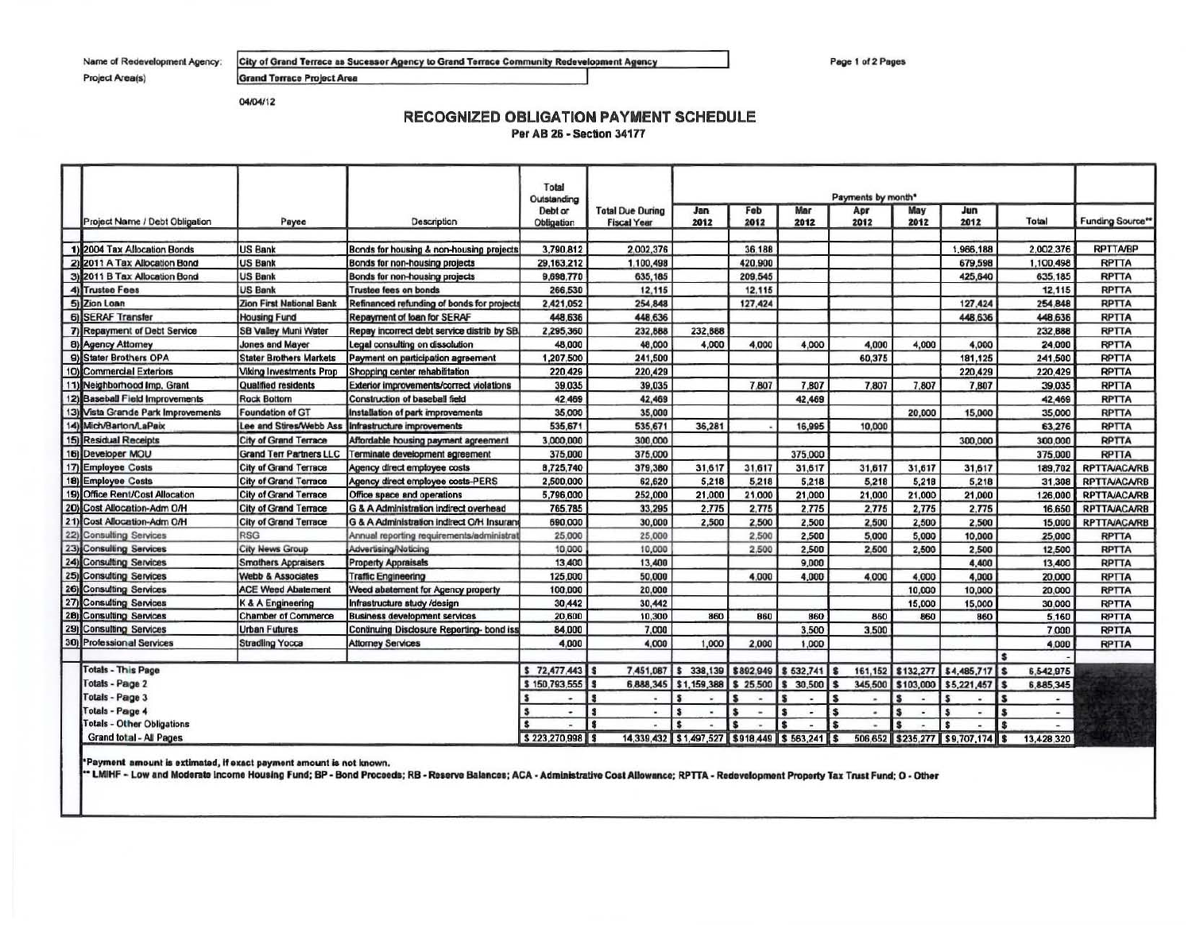Name of Redevelopment Agency: City of Grand Terrace as Sucessor Agency to Grand Terrace Community Redevelopment Agency

Project Area(s) Grand Terrace Project Area

04/04/12

## RECOGNIZED OBLIGATION PAYMENT SCHEDULE

**Per AB 26 - Section 34177**

| | Project Name / Debt Obligation | Payee | Description | Total Outstanding Debt or Obligation | Total Due During Fiscal Year | Payments by month* | | | | | | | Funding Source** |
|---|---|---|---|---|---|---|---|---|---|---|---|---|---|
| | | | | | | Jan 2012 | Feb 2012 | Mar 2012 | Apr 2012 | May 2012 | Jun 2012 | Total | |
| 1) | 2004 Tax Allocation Bonds | US Bank | Bonds for housing & non-housing projects | 3,790,812 | 2,002,376 | | 36,188 | | | | 1,966,188 | 2,002,376 | RPTTA/BP |
| 2) | 2011 A Tax Allocation Bond | US Bank | Bonds for non-housing projects | 29,163,212 | 1,100,498 | | 420,900 | | | | 679,598 | 1,100,498 | RPTTA |
| 3) | 2011 B Tax Allocation Bond | US Bank | Bonds for non-housing projects | 9,698,770 | 635,185 | | 209,545 | | | | 425,640 | 635,185 | RPTTA |
| 4) | Trustee Fees | US Bank | Trustee fees on bonds | 266,530 | 12,115 | | 12,115 | | | | | 12,115 | RPTTA |
| 5) | Zion Loan | Zion First National Bank | Refinanced refunding of bonds for projects | 2,421,052 | 254,848 | | 127,424 | | | | 127,424 | 254,848 | RPTTA |
| 6) | SERAF Transfer | Housing Fund | Repayment of loan for SERAF | 448,636 | 448,636 | | | | | | 448,636 | 448,636 | RPTTA |
| 7) | Repayment of Debt Service | SB Valley Muni Water | Repay incorrect debt service distrib by SB | 2,295,360 | 232,888 | 232,888 | | | | | | 232,888 | RPTTA |
| 8) | Agency Attorney | Jones and Mayer | Legal consulting on dissolution | 48,000 | 48,000 | 4,000 | 4,000 | 4,000 | 4,000 | 4,000 | 4,000 | 24,000 | RPTTA |
| 9) | Stater Brothers OPA | Stater Brothers Markets | Payment on participation agreement | 1,207,500 | 241,500 | | | | 60,375 | | 181,125 | 241,500 | RPTTA |
| 10) | Commercial Exteriors | Viking Investments Prop | Shopping center rehabilitation | 220,429 | 220,429 | | | | | | 220,429 | 220,429 | RPTTA |
| 11) | Neighborhood Imp. Grant | Qualified residents | Exterior improvements/correct violations | 39,035 | 39,035 | | 7,807 | 7,807 | 7,807 | 7,807 | 7,807 | 39,035 | RPTTA |
| 12) | Baseball Field Improvements | Rock Bottom | Construction of baseball field | 42,469 | 42,469 | | | 42,469 | | | | 42,469 | RPTTA |
| 13) | Vista Grande Park Improvements | Foundation of GT | Installation of park improvements | 35,000 | 35,000 | | | | | 20,000 | 15,000 | 35,000 | RPTTA |
| 14) | Mich/Barton/LaPaix | Lee and Stires/Webb Ass | Infrastructure improvements | 535,671 | 535,671 | 36,281 | - | 16,995 | 10,000 | | | 63,276 | RPTTA |
| 15) | Residual Receipts | City of Grand Terrace | Affordable housing payment agreement | 3,000,000 | 300,000 | | | | | | 300,000 | 300,000 | RPTTA |
| 16) | Developer MOU | Grand Terr Partners LLC | Terminate development agreement | 375,000 | 375,000 | | | 375,000 | | | | 375,000 | RPTTA |
| 17) | Employee Costs | City of Grand Terrace | Agency direct employee costs | 8,725,740 | 379,380 | 31,617 | 31,617 | 31,617 | 31,617 | 31,617 | 31,617 | 189,702 | RPTTA/ACA/RB |
| 18) | Employee Costs | City of Grand Terrace | Agency direct employee costs-PERS | 2,500,000 | 62,620 | 5,218 | 5,218 | 5,218 | 5,218 | 5,218 | 5,218 | 31,308 | RPTTA/ACA/RB |
| 19) | Office Rent/Cost Allocation | City of Grand Terrace | Office space and operations | 5,796,000 | 252,000 | 21,000 | 21,000 | 21,000 | 21,000 | 21,000 | 21,000 | 126,000 | RPTTA/ACA/RB |
| 20) | Cost Allocation-Adm O/H | City of Grand Terrace | G & A Administration indirect overhead | 765,785 | 33,295 | 2,775 | 2,775 | 2,775 | 2,775 | 2,775 | 2,775 | 16,650 | RPTTA/ACA/RB |
| 21) | Cost Allocation-Adm O/H | City of Grand Terrace | G & A Administration indirect O/H Insuran | 690,000 | 30,000 | 2,500 | 2,500 | 2,500 | 2,500 | 2,500 | 2,500 | 15,000 | RPTTA/ACA/RB |
| 22) | Consulting Services | RSG | Annual reporting requirements/administrat | 25,000 | 25,000 | | 2,500 | 2,500 | 5,000 | 5,000 | 10,000 | 25,000 | RPTTA |
| 23) | Consulting Services | City News Group | Advertising/Noticing | 10,000 | 10,000 | | 2,500 | 2,500 | 2,500 | 2,500 | 2,500 | 12,500 | RPTTA |
| 24) | Consulting Services | Smothers Appraisers | Property Appraisals | 13,400 | 13,400 | | | 9,000 | | | 4,400 | 13,400 | RPTTA |
| 25) | Consulting Services | Webb & Associates | Traffic Engineering | 125,000 | 50,000 | | 4,000 | 4,000 | 4,000 | 4,000 | 4,000 | 20,000 | RPTTA |
| 26) | Consulting Services | ACE Weed Abatement | Weed abatement for Agency property | 100,000 | 20,000 | | | | | 10,000 | 10,000 | 20,000 | RPTTA |
| 27) | Consulting Services | K & A Engineering | Infrastructure study /design | 30,442 | 30,442 | | | | | 15,000 | 15,000 | 30,000 | RPTTA |
| 28) | Consulting Services | Chamber of Commerce | Business development services | 20,600 | 10,300 | 860 | 860 | 860 | 860 | 860 | 860 | 5,160 | RPTTA |
| 29) | Consulting Services | Urban Futures | Continuing Disclosure Reporting- bond iss | 84,000 | 7,000 | | | 3,500 | 3,500 | | | 7,000 | RPTTA |
| 30) | Professional Services | Stradling Yocca | Attorney Services | 4,000 | 4,000 | 1,000 | 2,000 | 1,000 | | | | 4,000 | RPTTA |
| | | | | | | | | | | | | $ - | |
| | Totals - This Page | | | $ 72,477,443 | $ 7,451,087 | $ 338,139 | $892,949 | $ 532,741 | $ 161,152 | $132,277 | $4,485,717 | $ 6,542,975 | |
| | Totals - Page 2 | | | $ 150,793,555 | $ 6,888,345 | $1,159,388 | $ 25,500 | $ 30,500 | $ 345,500 | $103,000 | $5,221,457 | $ 6,885,345 | |
| | Totals - Page 3 | | | $ - | $ - | $ - | $ - | $ - | $ - | $ - | $ - | $ - | |
| | Totals - Page 4 | | | $ - | $ - | $ - | $ - | $ - | $ - | $ - | $ - | $ - | |
| | Totals - Other Obligations | | | $ - | $ - | $ - | $ - | $ - | $ - | $ - | $ - | $ - | |
| | Grand total - All Pages | | | $ 223,270,998 | $ 14,339,432 | $1,497,527 | $918,449 | $ 563,241 | $ 506,652 | $235,277 | $9,707,174 | $ 13,428,320 | |

*Payment amount is estimated, if exact payment amount is not known.

** LMIHF - Low and Moderate Income Housing Fund; BP - Bond Proceeds; RB - Reserve Balances; ACA - Administrative Cost Allowance; RPTTA - Redevelopment Property Tax Trust Fund; O - Other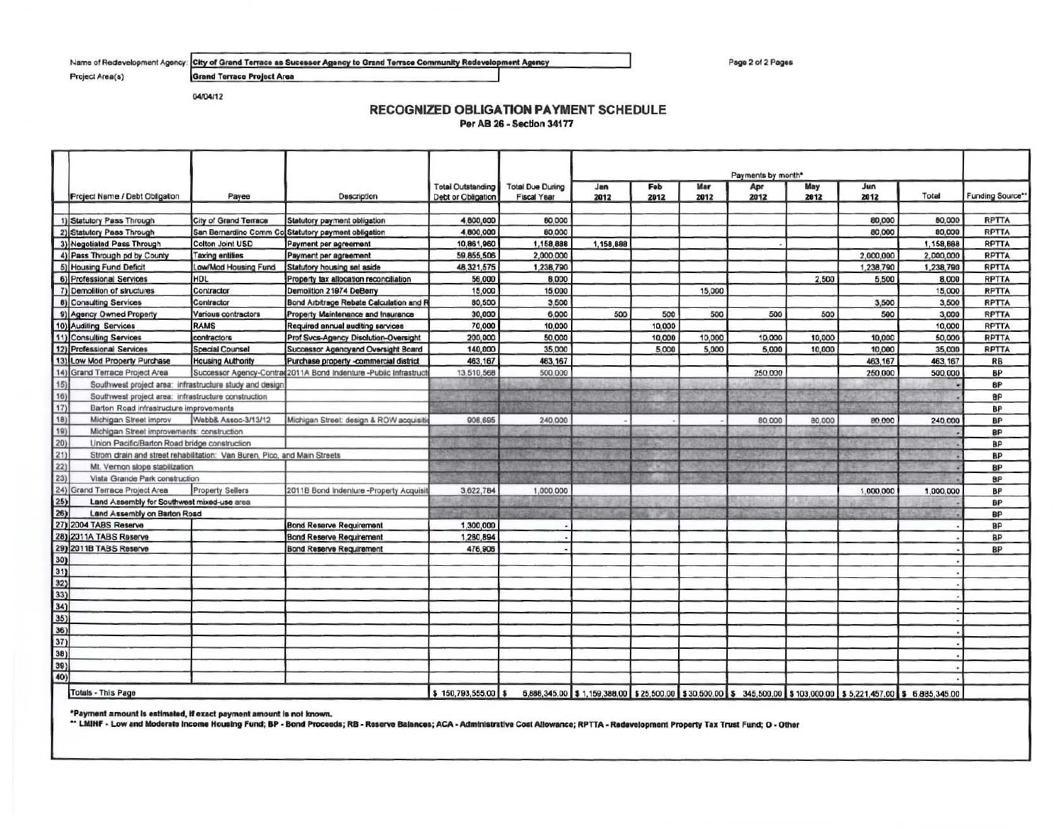Name of Redevelopment Agency: City of Grand Terrace as Sucessor Agency to Grand Terrace Community Redevelopment Agency

Project Area(s): Grand Terrace Project Area

04/04/12

# RECOGNIZED OBLIGATION PAYMENT SCHEDULE

**Per AB 26 - Section 34177**

| | | | | | | Payments by month* | | | | | | | |
|---|---|---|---|---|---|---|---|---|---|---|---|---|---|
| | Project Name / Debt Obligation | Payee | Description | Total Outstanding Debt or Obligation | Total Due During Fiscal Year | Jan 2012 | Feb 2012 | Mar 2012 | Apr 2012 | May 2012 | Jun 2012 | Total | Funding Source** |
| 1) | Statutory Pass Through | City of Grand Terrace | Statutory payment obligation | 4,800,000 | 80,000 | | | | | | 80,000 | 80,000 | RPTTA |
| 2) | Statutory Pass Through | San Bernardino Comm Co | Statutory payment obligation | 4,800,000 | 80,000 | | | | | | 80,000 | 80,000 | RPTTA |
| 3) | Negotiated Pass Through | Colton Joint USD | Payment per agreement | 10,861,960 | 1,158,888 | 1,158,888 | | | - | | | 1,158,888 | RPTTA |
| 4) | Pass Through pd by County | Taxing entities | Payment per agreement | 59,855,506 | 2,000,000 | | | | | | 2,000,000 | 2,000,000 | RPTTA |
| 5) | Housing Fund Deficit | Low/Mod Housing Fund | Statutory housing set aside | 48,321,575 | 1,238,790 | | | | | | 1,238,790 | 1,238,790 | RPTTA |
| 6) | Professional Services | HDL | Property tax allocation reconciliation | 56,000 | 8,000 | | | | | 2,500 | 5,500 | 8,000 | RPTTA |
| 7) | Demolition of structures | Contractor | Demolition 21974 DeBerry | 15,000 | 15,000 | | | 15,000 | | | | 15,000 | RPTTA |
| 8) | Consulting Services | Contractor | Bond Arbitrage Rebate Calculation and R | 80,500 | 3,500 | | | | | | 3,500 | 3,500 | RPTTA |
| 9) | Agency Owned Property | Various contractors | Property Maintenance and Insurance | 30,000 | 6,000 | 500 | 500 | 500 | 500 | 500 | 500 | 3,000 | RPTTA |
| 10) | Auditing Services | RAMS | Required annual auditing services | 70,000 | 10,000 | | 10,000 | | | | | 10,000 | RPTTA |
| 11) | Consulting Services | contractors | Prof Svcs-Agency Dissolution-Oversight | 200,000 | 50,000 | | 10,000 | 10,000 | 10,000 | 10,000 | 10,000 | 50,000 | RPTTA |
| 12) | Professional Services | Special Counsel | Successor Agencyand Oversight Board | 140,000 | 35,000 | | 5,000 | 5,000 | 5,000 | 10,000 | 10,000 | 35,000 | RPTTA |
| 13) | Low Mod Property Purchase | Housing Authority | Purchase property -commercial district | 463,167 | 463,167 | | | | | | 463,167 | 463,167 | RB |
| 14) | Grand Terrace Project Area | Successor Agency-Contra | 2011A Bond Indenture -Public Infrastruct | 13,510,568 | 500,000 | | | | 250,000 | | 250,000 | 500,000 | BP |
| 15) | Southwest project area: infrastructure study and design | | | | | | | | | | | - | BP |
| 16) | Southwest project area: infrastructure construction | | | | | | | | | | | - | BP |
| 17) | Barton Road infrastructure improvements | | | | | | | | | | | - | BP |
| 18) | Michigan Street improv | Webb& Assoc-3/13/12 | Michigan Street: design & ROW acquisiti | 906,695 | 240,000 | - | - | - | 80,000 | 80,000 | 80,000 | 240,000 | BP |
| 19) | Michigan Street improvements: construction | | | | | | | | | | | - | BP |
| 20) | Union Pacific/Barton Road bridge construction | | | | | | | | | | | - | BP |
| 21) | Strom drain and street rehabilitation: Van Buren, Pico, and Main Streets | | | | | | | | | | | - | BP |
| 22) | Mt. Vernon slope stabilization | | | | | | | | | | | - | BP |
| 23) | Vista Grande Park construction | | | | | | | | | | | - | BP |
| 24) | Grand Terrace Project Area | Property Sellers | 2011B Bond Indenture -Property Acquisit | 3,622,784 | 1,000,000 | | | | | | 1,000,000 | 1,000,000 | BP |
| 25) | Land Assembly for Southwest mixed-use area | | | | | | | | | | | - | BP |
| 26) | Land Assembly on Barton Road | | | | | | | | | | | - | BP |
| 27) | 2004 TABS Reserve | | Bond Reserve Requirement | 1,300,000 | - | | | | | | | - | BP |
| 28) | 2011A TABS Reserve | | Bond Reserve Requirement | 1,280,894 | - | | | | | | | - | BP |
| 29) | 2011B TABS Reserve | | Bond Reserve Requirement | 476,906 | - | | | | | | | - | BP |
| 30) | | | | | | | | | | | | - | |
| 31) | | | | | | | | | | | | - | |
| 32) | | | | | | | | | | | | - | |
| 33) | | | | | | | | | | | | - | |
| 34) | | | | | | | | | | | | - | |
| 35) | | | | | | | | | | | | - | |
| 36) | | | | | | | | | | | | - | |
| 37) | | | | | | | | | | | | - | |
| 38) | | | | | | | | | | | | - | |
| 39) | | | | | | | | | | | | - | |
| 40) | | | | | | | | | | | | - | |
| | Totals - This Page | | | $ 150,793,555.00 | $ 6,886,345.00 | $ 1,159,388.00 | $ 25,500.00 | $ 30,500.00 | $ 345,500.00 | $ 103,000.00 | $ 5,221,457.00 | $ 6,885,345.00 | |

*Payment amount is estimated, if exact payment amount is not known.

** LMIHF - Low and Moderate Income Housing Fund; BP - Bond Proceeds; RB - Reserve Balances; ACA - Administrative Cost Allowance; RPTTA - Redevelopment Property Tax Trust Fund; O - Other